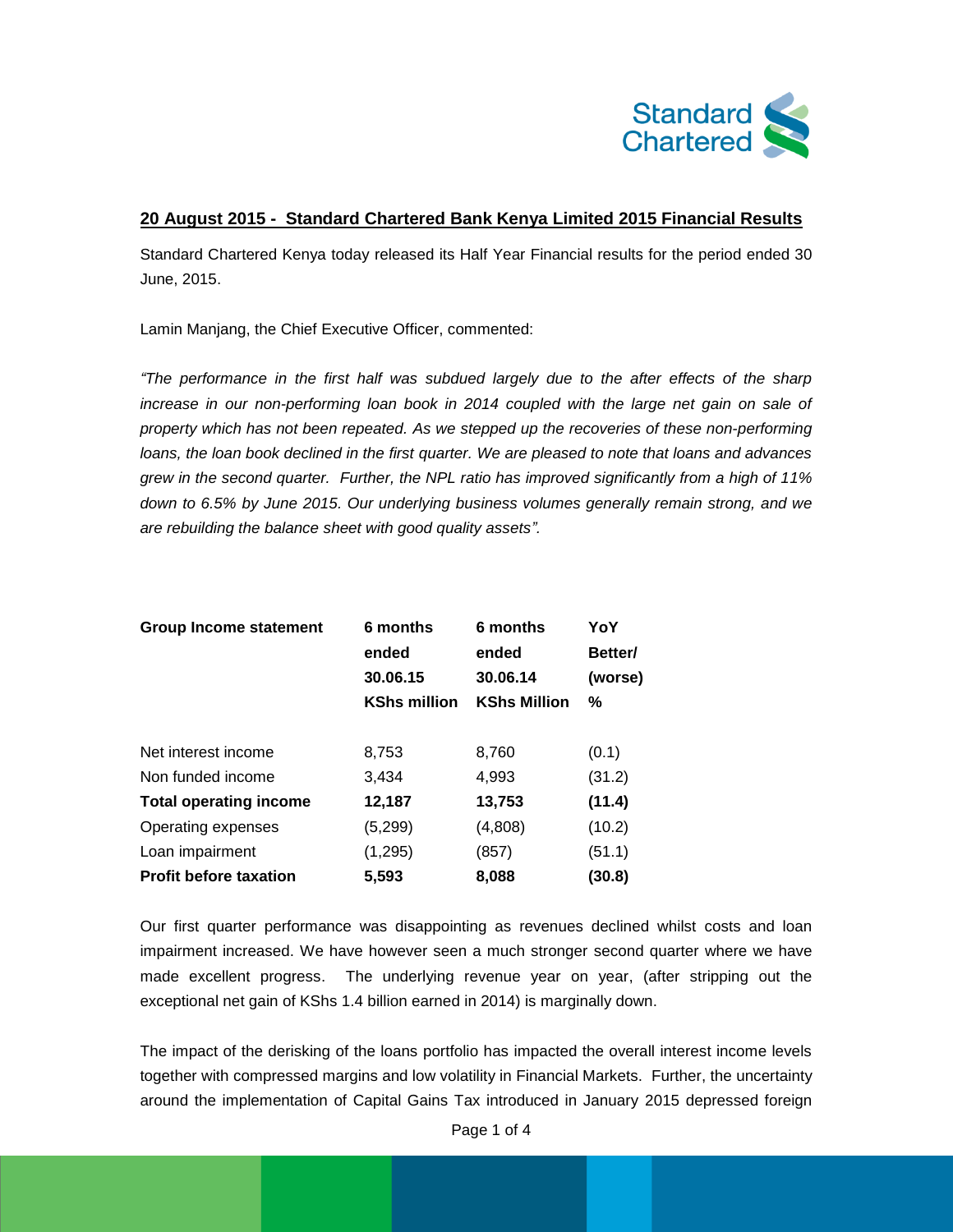## 20 August 2015 - Standard Chartered Bank Kenya Limited 2015 Financial Results

Standard Chartered Kenya today released its Half Year Financial results for the period ended 30 June, 2015.

Lamin Manjang, the Chief Executive Officer, commented:

*"The performance in the first half was subdued largely due to the after effects of the sharp increase in our non-performing loan book in 2014 coupled with the large net gain on sale of property which has not been repeated. As we stepped up the recoveries of these non-performing loans, the loan book declined in the first quarter. We are pleased to note that loans and advances grew in the second quarter. Further, the NPL ratio has improved significantly from a high of 11% down to 6.5% by June 2015. Our underlying business volumes generally remain strong, and we are rebuilding the balance sheet with good quality assets".*

| **Group Income statement** | **6 months ended 30.06.15 KShs million** | **6 months ended 30.06.14 KShs Million** | **YoY Better/ (worse) %** |
|---|---|---|---|
| Net interest income | 8,753 | 8,760 | (0.1) |
| Non funded income | 3,434 | 4,993 | (31.2) |
| **Total operating income** | **12,187** | **13,753** | **(11.4)** |
| Operating expenses | (5,299) | (4,808) | (10.2) |
| Loan impairment | (1,295) | (857) | (51.1) |
| **Profit before taxation** | **5,593** | **8,088** | **(30.8)** |

Our first quarter performance was disappointing as revenues declined whilst costs and loan impairment increased. We have however seen a much stronger second quarter where we have made excellent progress. The underlying revenue year on year, (after stripping out the exceptional net gain of KShs 1.4 billion earned in 2014) is marginally down.

The impact of the derisking of the loans portfolio has impacted the overall interest income levels together with compressed margins and low volatility in Financial Markets. Further, the uncertainty around the implementation of Capital Gains Tax introduced in January 2015 depressed foreign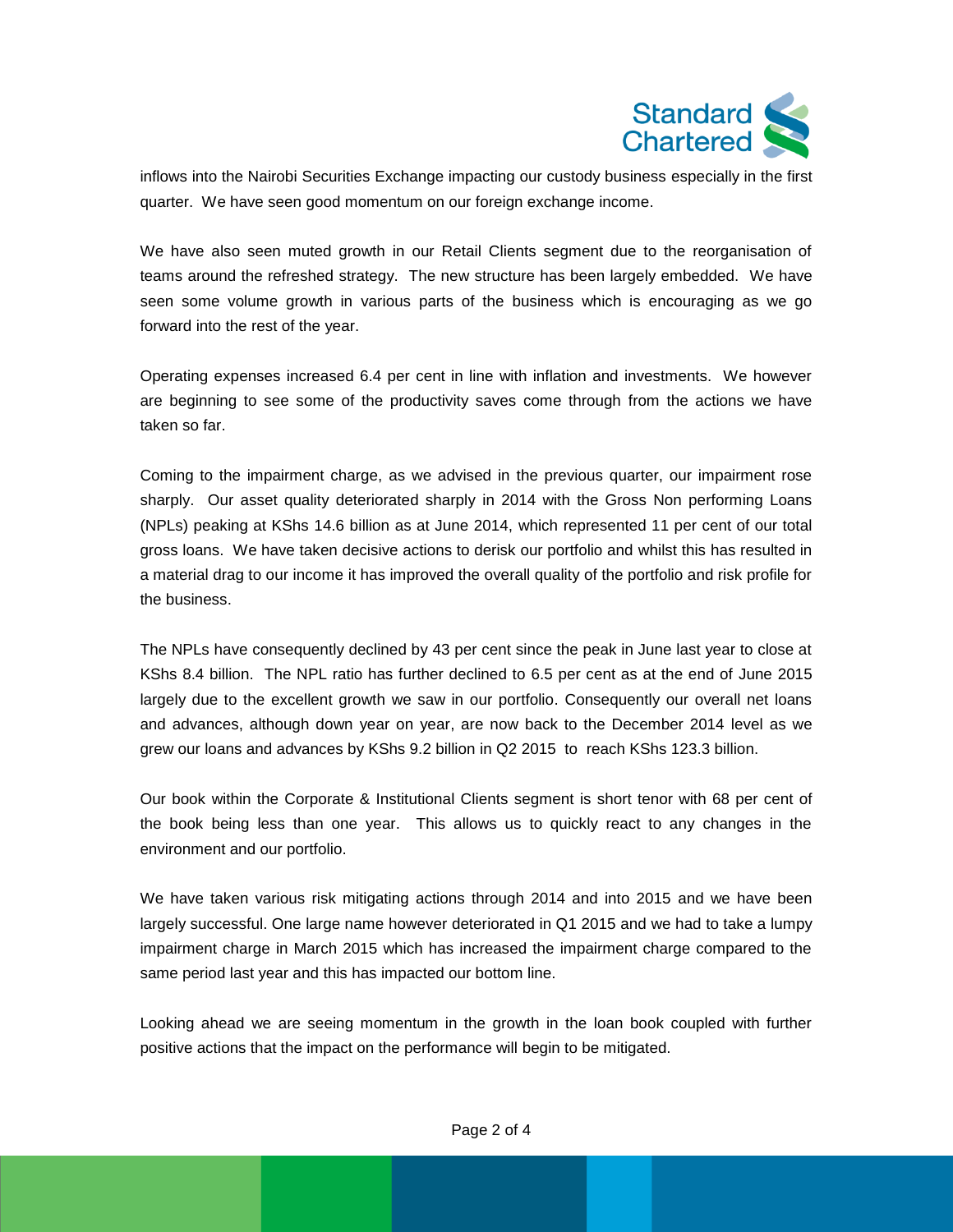inflows into the Nairobi Securities Exchange impacting our custody business especially in the first quarter. We have seen good momentum on our foreign exchange income.

We have also seen muted growth in our Retail Clients segment due to the reorganisation of teams around the refreshed strategy. The new structure has been largely embedded. We have seen some volume growth in various parts of the business which is encouraging as we go forward into the rest of the year.

Operating expenses increased 6.4 per cent in line with inflation and investments. We however are beginning to see some of the productivity saves come through from the actions we have taken so far.

Coming to the impairment charge, as we advised in the previous quarter, our impairment rose sharply. Our asset quality deteriorated sharply in 2014 with the Gross Non performing Loans (NPLs) peaking at KShs 14.6 billion as at June 2014, which represented 11 per cent of our total gross loans. We have taken decisive actions to derisk our portfolio and whilst this has resulted in a material drag to our income it has improved the overall quality of the portfolio and risk profile for the business.

The NPLs have consequently declined by 43 per cent since the peak in June last year to close at KShs 8.4 billion. The NPL ratio has further declined to 6.5 per cent as at the end of June 2015 largely due to the excellent growth we saw in our portfolio. Consequently our overall net loans and advances, although down year on year, are now back to the December 2014 level as we grew our loans and advances by KShs 9.2 billion in Q2 2015 to reach KShs 123.3 billion.

Our book within the Corporate & Institutional Clients segment is short tenor with 68 per cent of the book being less than one year. This allows us to quickly react to any changes in the environment and our portfolio.

We have taken various risk mitigating actions through 2014 and into 2015 and we have been largely successful. One large name however deteriorated in Q1 2015 and we had to take a lumpy impairment charge in March 2015 which has increased the impairment charge compared to the same period last year and this has impacted our bottom line.

Looking ahead we are seeing momentum in the growth in the loan book coupled with further positive actions that the impact on the performance will begin to be mitigated.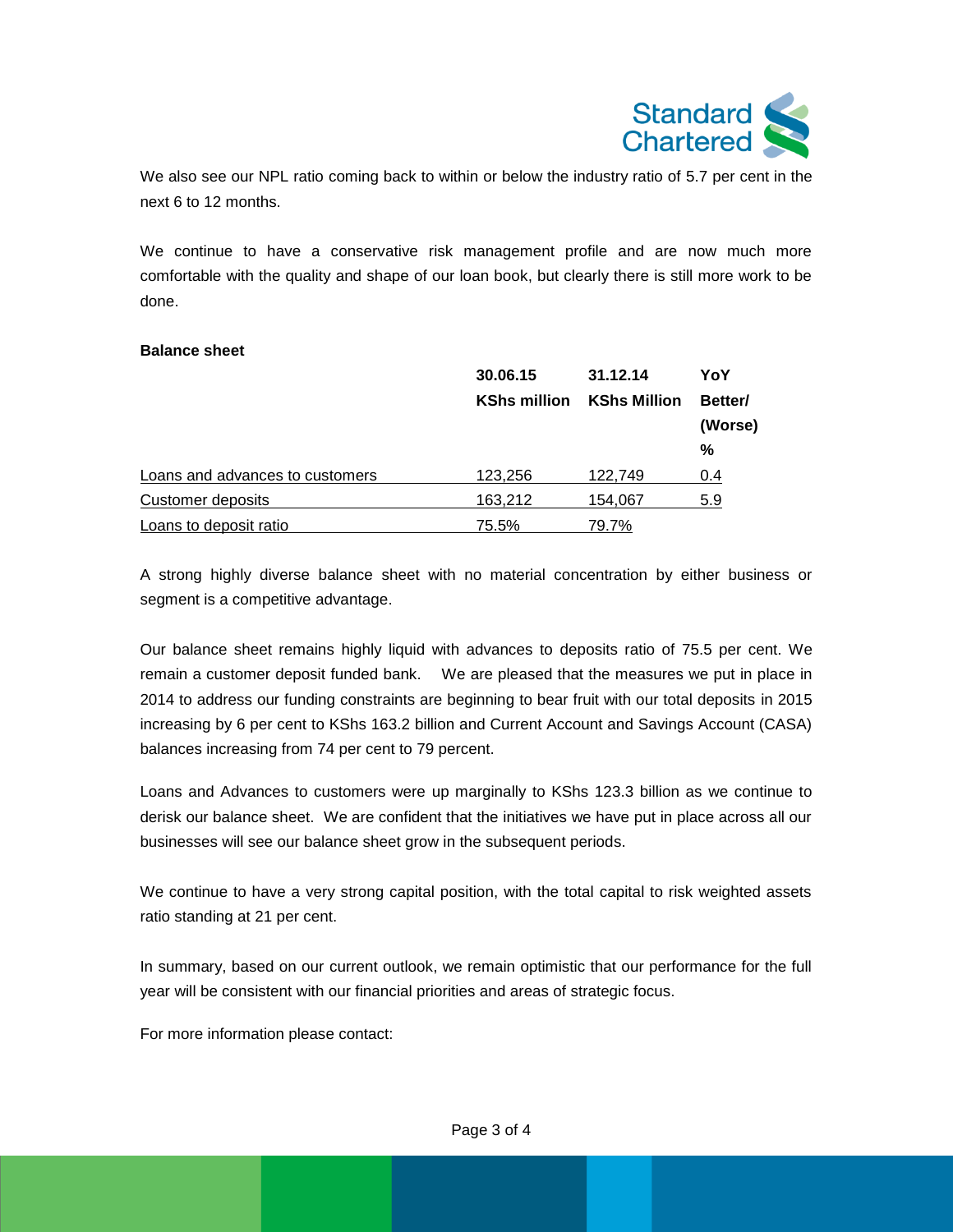We also see our NPL ratio coming back to within or below the industry ratio of 5.7 per cent in the next 6 to 12 months.

We continue to have a conservative risk management profile and are now much more comfortable with the quality and shape of our loan book, but clearly there is still more work to be done.

**Balance sheet**

| | **30.06.15 KShs million** | **31.12.14 KShs Million** | **YoY Better/ (Worse) %** |
|---|---|---|---|
| Loans and advances to customers | 123,256 | 122,749 | 0.4 |
| Customer deposits | 163,212 | 154,067 | 5.9 |
| Loans to deposit ratio | 75.5% | 79.7% | |

A strong highly diverse balance sheet with no material concentration by either business or segment is a competitive advantage.

Our balance sheet remains highly liquid with advances to deposits ratio of 75.5 per cent. We remain a customer deposit funded bank. We are pleased that the measures we put in place in 2014 to address our funding constraints are beginning to bear fruit with our total deposits in 2015 increasing by 6 per cent to KShs 163.2 billion and Current Account and Savings Account (CASA) balances increasing from 74 per cent to 79 percent.

Loans and Advances to customers were up marginally to KShs 123.3 billion as we continue to derisk our balance sheet. We are confident that the initiatives we have put in place across all our businesses will see our balance sheet grow in the subsequent periods.

We continue to have a very strong capital position, with the total capital to risk weighted assets ratio standing at 21 per cent.

In summary, based on our current outlook, we remain optimistic that our performance for the full year will be consistent with our financial priorities and areas of strategic focus.

For more information please contact: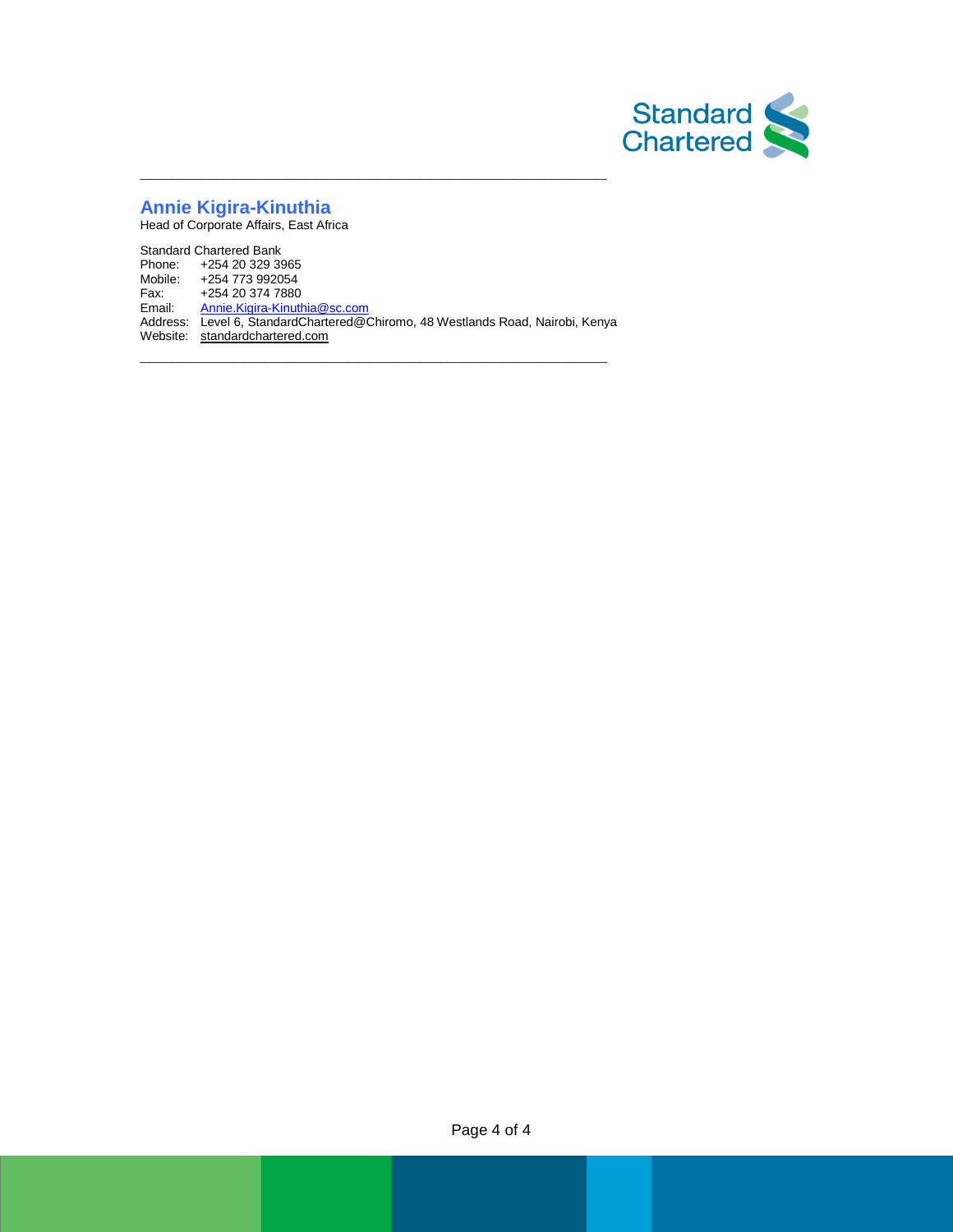---

## Annie Kigira-Kinuthia

Head of Corporate Affairs, East Africa

Standard Chartered Bank
Phone: +254 20 329 3965
Mobile: +254 773 992054
Fax: +254 20 374 7880
Email: Annie.Kigira-Kinuthia@sc.com
Address: Level 6, StandardChartered@Chiromo, 48 Westlands Road, Nairobi, Kenya
Website: standardchartered.com

---